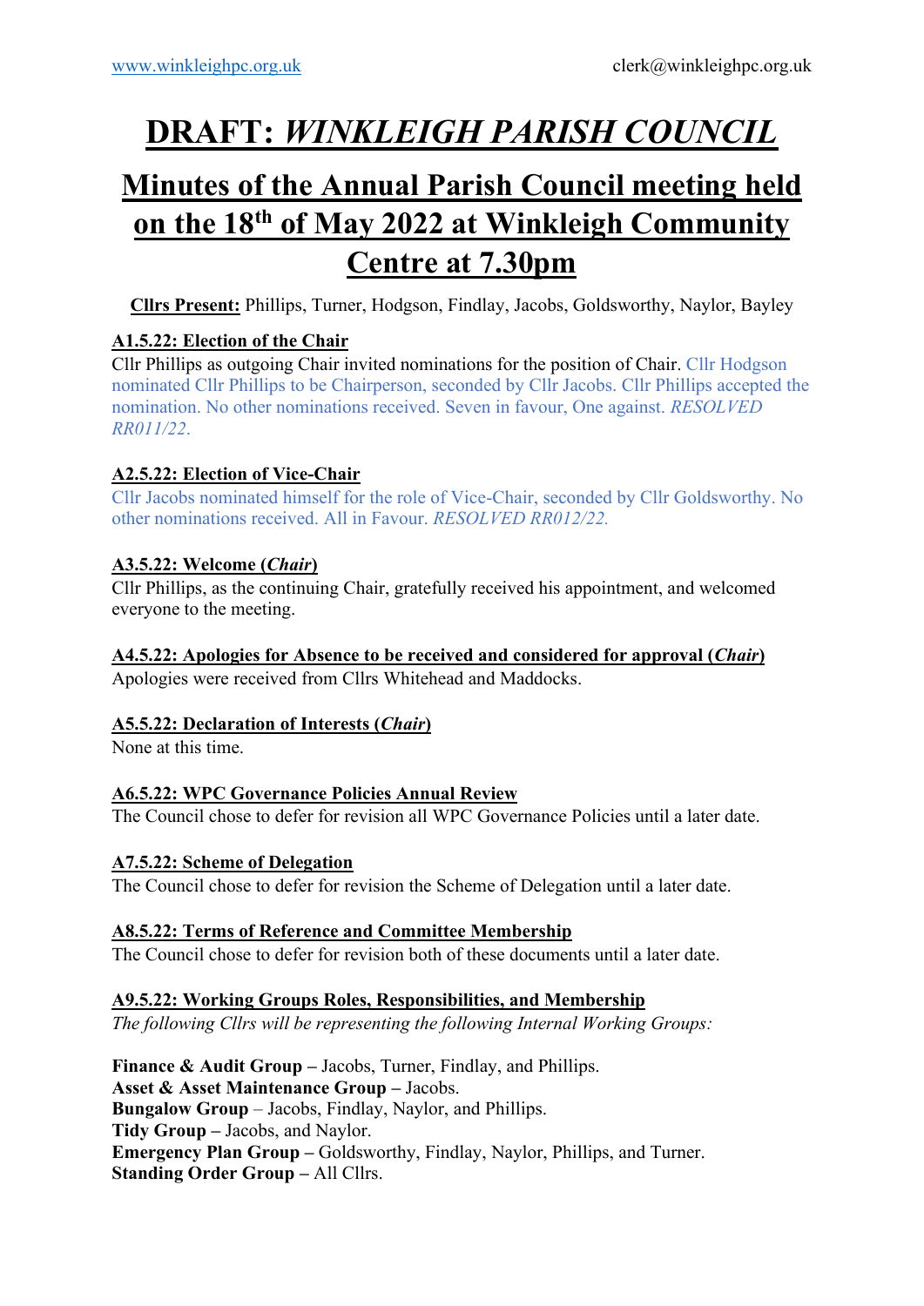# DRAFT: *WINKLEIGH PARISH COUNCIL*

## Minutes of the Annual Parish Council meeting held on the 18th of May 2022 at Winkleigh Community Centre at 7.30pm

**Cllrs Present:** Phillips, Turner, Hodgson, Findlay, Jacobs, Goldsworthy, Naylor, Bayley

**A1.5.22: Election of the Chair**

Cllr Phillips as outgoing Chair invited nominations for the position of Chair. Cllr Hodgson nominated Cllr Phillips to be Chairperson, seconded by Cllr Jacobs. Cllr Phillips accepted the nomination. No other nominations received. Seven in favour, One against. *RESOLVED RR011/22.*

**A2.5.22: Election of Vice-Chair**

Cllr Jacobs nominated himself for the role of Vice-Chair, seconded by Cllr Goldsworthy. No other nominations received. All in Favour. *RESOLVED RR012/22.*

**A3.5.22: Welcome (*Chair*)**

Cllr Phillips, as the continuing Chair, gratefully received his appointment, and welcomed everyone to the meeting.

**A4.5.22: Apologies for Absence to be received and considered for approval (*Chair*)**

Apologies were received from Cllrs Whitehead and Maddocks.

**A5.5.22: Declaration of Interests (*Chair*)**

None at this time.

**A6.5.22: WPC Governance Policies Annual Review**

The Council chose to defer for revision all WPC Governance Policies until a later date.

**A7.5.22: Scheme of Delegation**

The Council chose to defer for revision the Scheme of Delegation until a later date.

**A8.5.22: Terms of Reference and Committee Membership**

The Council chose to defer for revision both of these documents until a later date.

**A9.5.22: Working Groups Roles, Responsibilities, and Membership**

*The following Cllrs will be representing the following Internal Working Groups:*

**Finance & Audit Group –** Jacobs, Turner, Findlay, and Phillips.
**Asset & Asset Maintenance Group –** Jacobs.
**Bungalow Group** – Jacobs, Findlay, Naylor, and Phillips.
**Tidy Group –** Jacobs, and Naylor.
**Emergency Plan Group –** Goldsworthy, Findlay, Naylor, Phillips, and Turner.
**Standing Order Group –** All Cllrs.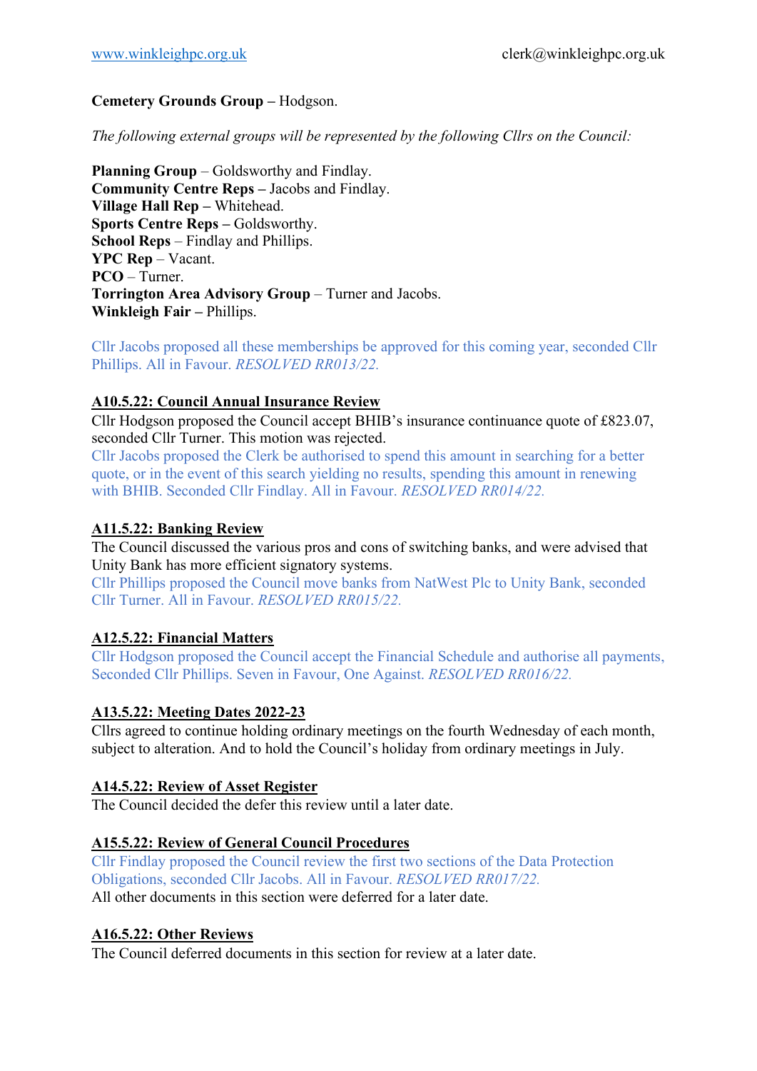**Cemetery Grounds Group –** Hodgson.

*The following external groups will be represented by the following Cllrs on the Council:*

**Planning Group** – Goldsworthy and Findlay.
**Community Centre Reps –** Jacobs and Findlay.
**Village Hall Rep –** Whitehead.
**Sports Centre Reps –** Goldsworthy.
**School Reps** – Findlay and Phillips.
**YPC Rep** – Vacant.
**PCO** – Turner.
**Torrington Area Advisory Group** – Turner and Jacobs.
**Winkleigh Fair –** Phillips.

Cllr Jacobs proposed all these memberships be approved for this coming year, seconded Cllr Phillips. All in Favour. *RESOLVED RR013/22.*

## A10.5.22: Council Annual Insurance Review

Cllr Hodgson proposed the Council accept BHIB's insurance continuance quote of £823.07, seconded Cllr Turner. This motion was rejected.
Cllr Jacobs proposed the Clerk be authorised to spend this amount in searching for a better quote, or in the event of this search yielding no results, spending this amount in renewing with BHIB. Seconded Cllr Findlay. All in Favour. *RESOLVED RR014/22.*

## A11.5.22: Banking Review

The Council discussed the various pros and cons of switching banks, and were advised that Unity Bank has more efficient signatory systems.
Cllr Phillips proposed the Council move banks from NatWest Plc to Unity Bank, seconded Cllr Turner. All in Favour. *RESOLVED RR015/22.*

## A12.5.22: Financial Matters

Cllr Hodgson proposed the Council accept the Financial Schedule and authorise all payments, Seconded Cllr Phillips. Seven in Favour, One Against. *RESOLVED RR016/22.*

## A13.5.22: Meeting Dates 2022-23

Cllrs agreed to continue holding ordinary meetings on the fourth Wednesday of each month, subject to alteration. And to hold the Council's holiday from ordinary meetings in July.

## A14.5.22: Review of Asset Register

The Council decided the defer this review until a later date.

## A15.5.22: Review of General Council Procedures

Cllr Findlay proposed the Council review the first two sections of the Data Protection Obligations, seconded Cllr Jacobs. All in Favour. *RESOLVED RR017/22.*
All other documents in this section were deferred for a later date.

## A16.5.22: Other Reviews

The Council deferred documents in this section for review at a later date.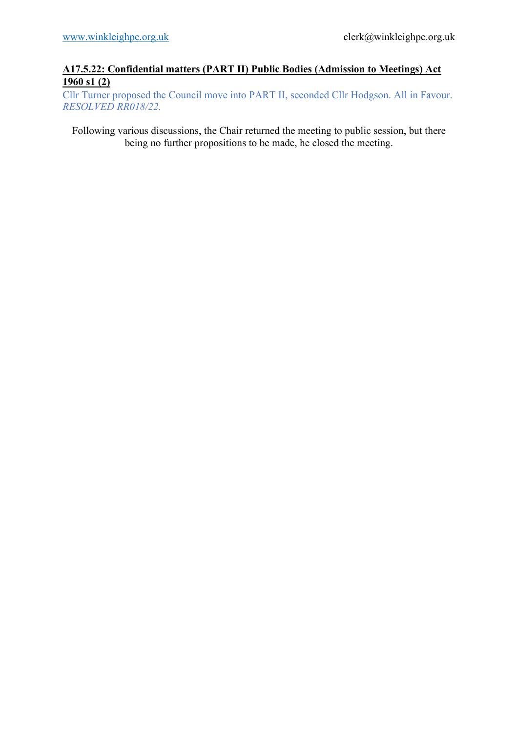**A17.5.22: Confidential matters (PART II) Public Bodies (Admission to Meetings) Act 1960 s1 (2)**

Cllr Turner proposed the Council move into PART II, seconded Cllr Hodgson. All in Favour. *RESOLVED RR018/22.*

Following various discussions, the Chair returned the meeting to public session, but there being no further propositions to be made, he closed the meeting.